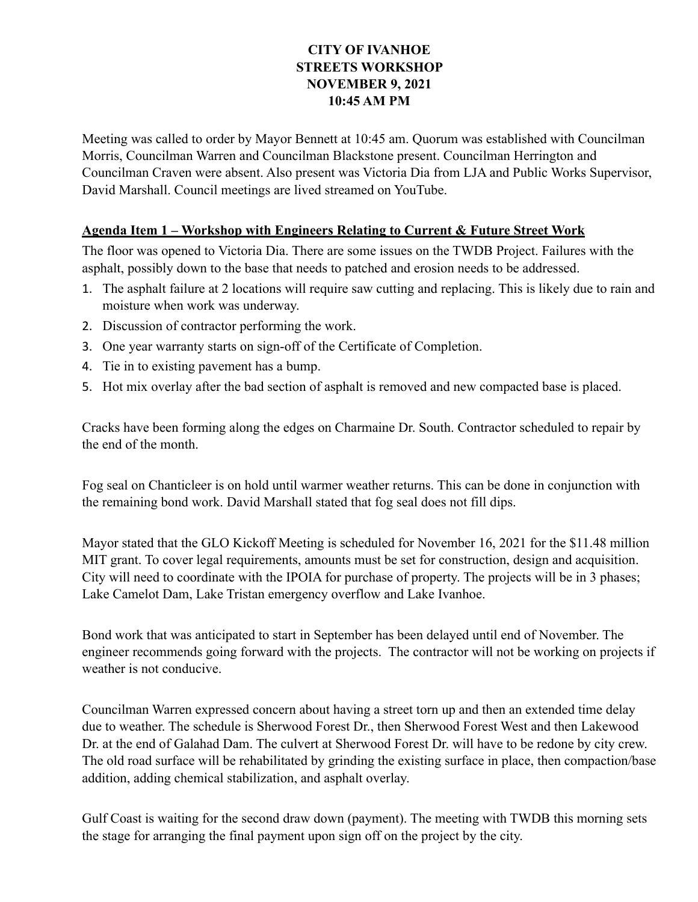**CITY OF IVANHOE**
**STREETS WORKSHOP**
**NOVEMBER 9, 2021**
**10:45 AM PM**

Meeting was called to order by Mayor Bennett at 10:45 am. Quorum was established with Councilman Morris, Councilman Warren and Councilman Blackstone present. Councilman Herrington and Councilman Craven were absent. Also present was Victoria Dia from LJA and Public Works Supervisor, David Marshall. Council meetings are lived streamed on YouTube.

**Agenda Item 1 – Workshop with Engineers Relating to Current & Future Street Work**

The floor was opened to Victoria Dia. There are some issues on the TWDB Project. Failures with the asphalt, possibly down to the base that needs to patched and erosion needs to be addressed.

1. The asphalt failure at 2 locations will require saw cutting and replacing. This is likely due to rain and moisture when work was underway.
2. Discussion of contractor performing the work.
3. One year warranty starts on sign-off of the Certificate of Completion.
4. Tie in to existing pavement has a bump.
5. Hot mix overlay after the bad section of asphalt is removed and new compacted base is placed.

Cracks have been forming along the edges on Charmaine Dr. South. Contractor scheduled to repair by the end of the month.

Fog seal on Chanticleer is on hold until warmer weather returns. This can be done in conjunction with the remaining bond work. David Marshall stated that fog seal does not fill dips.

Mayor stated that the GLO Kickoff Meeting is scheduled for November 16, 2021 for the $11.48 million MIT grant. To cover legal requirements, amounts must be set for construction, design and acquisition. City will need to coordinate with the IPOIA for purchase of property. The projects will be in 3 phases; Lake Camelot Dam, Lake Tristan emergency overflow and Lake Ivanhoe.

Bond work that was anticipated to start in September has been delayed until end of November. The engineer recommends going forward with the projects. The contractor will not be working on projects if weather is not conducive.

Councilman Warren expressed concern about having a street torn up and then an extended time delay due to weather. The schedule is Sherwood Forest Dr., then Sherwood Forest West and then Lakewood Dr. at the end of Galahad Dam. The culvert at Sherwood Forest Dr. will have to be redone by city crew. The old road surface will be rehabilitated by grinding the existing surface in place, then compaction/base addition, adding chemical stabilization, and asphalt overlay.

Gulf Coast is waiting for the second draw down (payment). The meeting with TWDB this morning sets the stage for arranging the final payment upon sign off on the project by the city.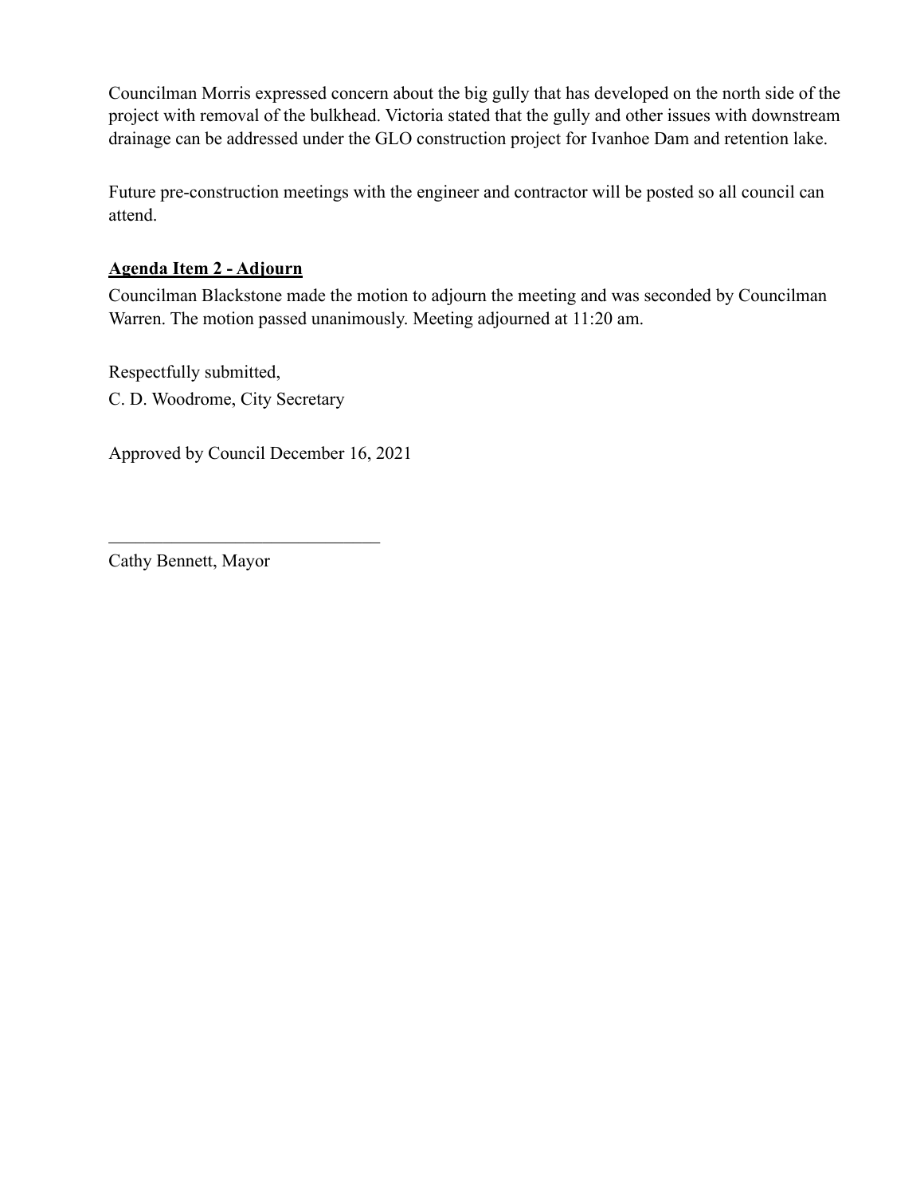Councilman Morris expressed concern about the big gully that has developed on the north side of the project with removal of the bulkhead. Victoria stated that the gully and other issues with downstream drainage can be addressed under the GLO construction project for Ivanhoe Dam and retention lake.

Future pre-construction meetings with the engineer and contractor will be posted so all council can attend.

**Agenda Item 2 - Adjourn**

Councilman Blackstone made the motion to adjourn the meeting and was seconded by Councilman Warren. The motion passed unanimously. Meeting adjourned at 11:20 am.

Respectfully submitted,
C. D. Woodrome, City Secretary

Approved by Council December 16, 2021

\_\_\_\_\_\_\_\_\_\_\_\_\_\_\_\_\_\_\_\_\_\_\_\_\_\_\_\_\_\_\_\_

Cathy Bennett, Mayor